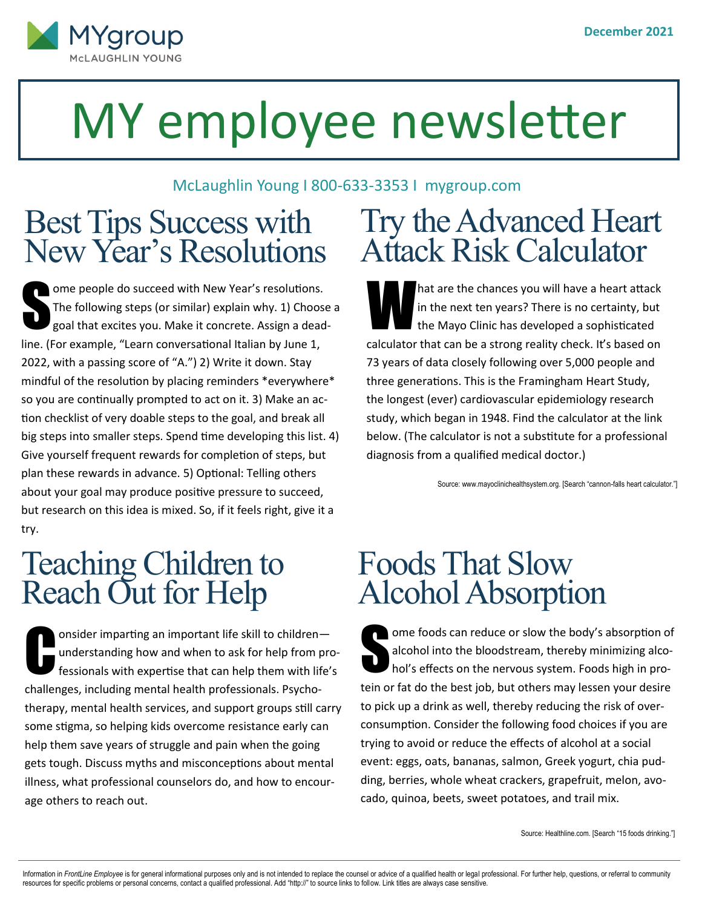MYgroup
McLAUGHLIN YOUNG

December 2021

# MY employee newsletter

McLaughlin Young I 800-633-3353 I mygroup.com

## Best Tips Success with New Year's Resolutions

Some people do succeed with New Year's resolutions. The following steps (or similar) explain why. 1) Choose a goal that excites you. Make it concrete. Assign a deadline. (For example, "Learn conversational Italian by June 1, 2022, with a passing score of "A.") 2) Write it down. Stay mindful of the resolution by placing reminders *everywhere* so you are continually prompted to act on it. 3) Make an action checklist of very doable steps to the goal, and break all big steps into smaller steps. Spend time developing this list. 4) Give yourself frequent rewards for completion of steps, but plan these rewards in advance. 5) Optional: Telling others about your goal may produce positive pressure to succeed, but research on this idea is mixed. So, if it feels right, give it a try.

## Try the Advanced Heart Attack Risk Calculator

What are the chances you will have a heart attack in the next ten years? There is no certainty, but the Mayo Clinic has developed a sophisticated calculator that can be a strong reality check. It's based on 73 years of data closely following over 5,000 people and three generations. This is the Framingham Heart Study, the longest (ever) cardiovascular epidemiology research study, which began in 1948. Find the calculator at the link below. (The calculator is not a substitute for a professional diagnosis from a qualified medical doctor.)

Source: www.mayoclinichealthsystem.org. [Search "cannon-falls heart calculator."]

## Teaching Children to Reach Out for Help

Consider imparting an important life skill to children—understanding how and when to ask for help from professionals with expertise that can help them with life's challenges, including mental health professionals. Psychotherapy, mental health services, and support groups still carry some stigma, so helping kids overcome resistance early can help them save years of struggle and pain when the going gets tough. Discuss myths and misconceptions about mental illness, what professional counselors do, and how to encourage others to reach out.

## Foods That Slow Alcohol Absorption

Some foods can reduce or slow the body's absorption of alcohol into the bloodstream, thereby minimizing alcohol's effects on the nervous system. Foods high in protein or fat do the best job, but others may lessen your desire to pick up a drink as well, thereby reducing the risk of overconsumption. Consider the following food choices if you are trying to avoid or reduce the effects of alcohol at a social event: eggs, oats, bananas, salmon, Greek yogurt, chia pudding, berries, whole wheat crackers, grapefruit, melon, avocado, quinoa, beets, sweet potatoes, and trail mix.

Source: Healthline.com. [Search "15 foods drinking."]

Information in *FrontLine Employee* is for general informational purposes only and is not intended to replace the counsel or advice of a qualified health or legal professional. For further help, questions, or referral to community resources for specific problems or personal concerns, contact a qualified professional. Add "http://" to source links to follow. Link titles are always case sensitive.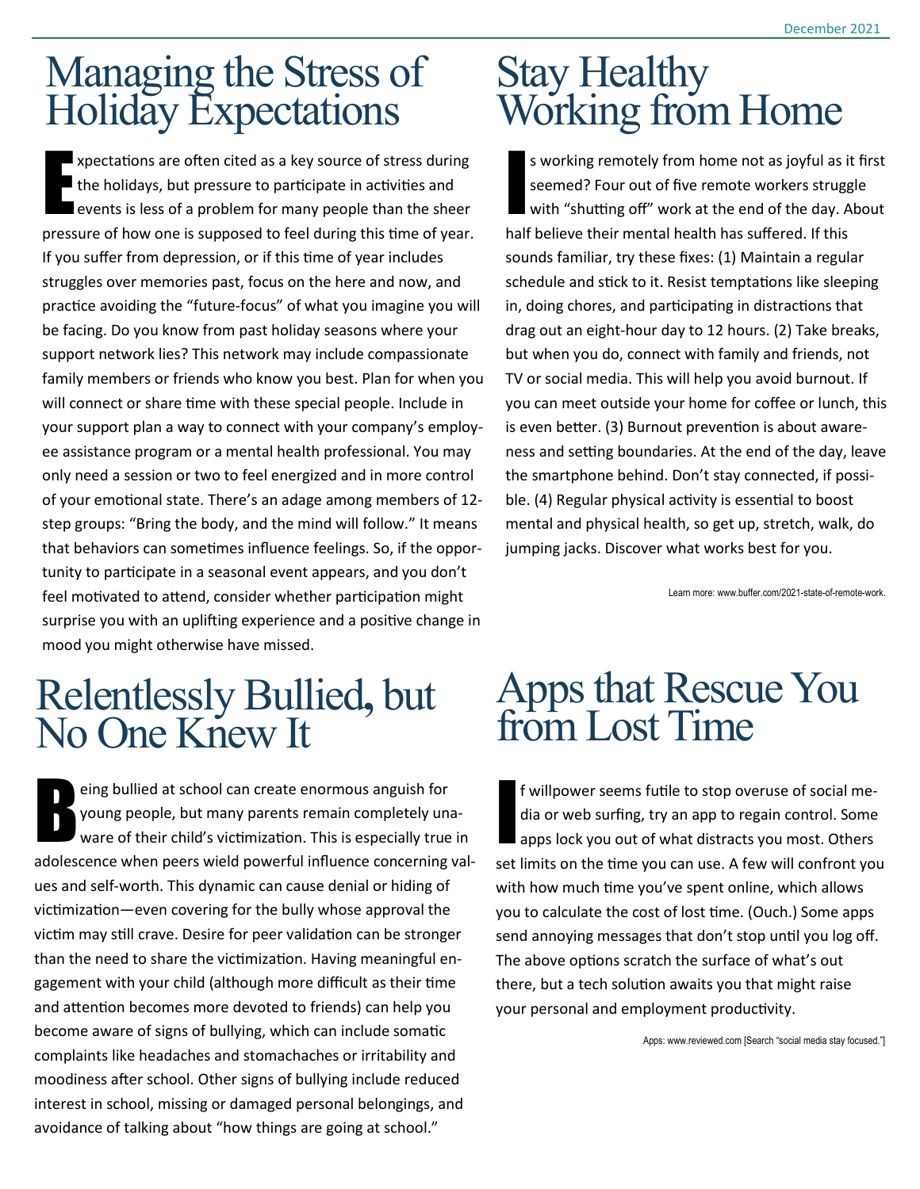# Managing the Stress of Holiday Expectations

Expectations are often cited as a key source of stress during the holidays, but pressure to participate in activities and events is less of a problem for many people than the sheer pressure of how one is supposed to feel during this time of year. If you suffer from depression, or if this time of year includes struggles over memories past, focus on the here and now, and practice avoiding the "future-focus" of what you imagine you will be facing. Do you know from past holiday seasons where your support network lies? This network may include compassionate family members or friends who know you best. Plan for when you will connect or share time with these special people. Include in your support plan a way to connect with your company's employee assistance program or a mental health professional. You may only need a session or two to feel energized and in more control of your emotional state. There's an adage among members of 12-step groups: "Bring the body, and the mind will follow." It means that behaviors can sometimes influence feelings. So, if the opportunity to participate in a seasonal event appears, and you don't feel motivated to attend, consider whether participation might surprise you with an uplifting experience and a positive change in mood you might otherwise have missed.

# Stay Healthy Working from Home

Is working remotely from home not as joyful as it first seemed? Four out of five remote workers struggle with "shutting off" work at the end of the day. About half believe their mental health has suffered. If this sounds familiar, try these fixes: (1) Maintain a regular schedule and stick to it. Resist temptations like sleeping in, doing chores, and participating in distractions that drag out an eight-hour day to 12 hours. (2) Take breaks, but when you do, connect with family and friends, not TV or social media. This will help you avoid burnout. If you can meet outside your home for coffee or lunch, this is even better. (3) Burnout prevention is about awareness and setting boundaries. At the end of the day, leave the smartphone behind. Don't stay connected, if possible. (4) Regular physical activity is essential to boost mental and physical health, so get up, stretch, walk, do jumping jacks. Discover what works best for you.

Learn more: www.buffer.com/2021-state-of-remote-work.

# Relentlessly Bullied, but No One Knew It

Being bullied at school can create enormous anguish for young people, but many parents remain completely unaware of their child's victimization. This is especially true in adolescence when peers wield powerful influence concerning values and self-worth. This dynamic can cause denial or hiding of victimization—even covering for the bully whose approval the victim may still crave. Desire for peer validation can be stronger than the need to share the victimization. Having meaningful engagement with your child (although more difficult as their time and attention becomes more devoted to friends) can help you become aware of signs of bullying, which can include somatic complaints like headaches and stomachaches or irritability and moodiness after school. Other signs of bullying include reduced interest in school, missing or damaged personal belongings, and avoidance of talking about "how things are going at school."

# Apps that Rescue You from Lost Time

If willpower seems futile to stop overuse of social media or web surfing, try an app to regain control. Some apps lock you out of what distracts you most. Others set limits on the time you can use. A few will confront you with how much time you've spent online, which allows you to calculate the cost of lost time. (Ouch.) Some apps send annoying messages that don't stop until you log off. The above options scratch the surface of what's out there, but a tech solution awaits you that might raise your personal and employment productivity.

Apps: www.reviewed.com [Search "social media stay focused."]